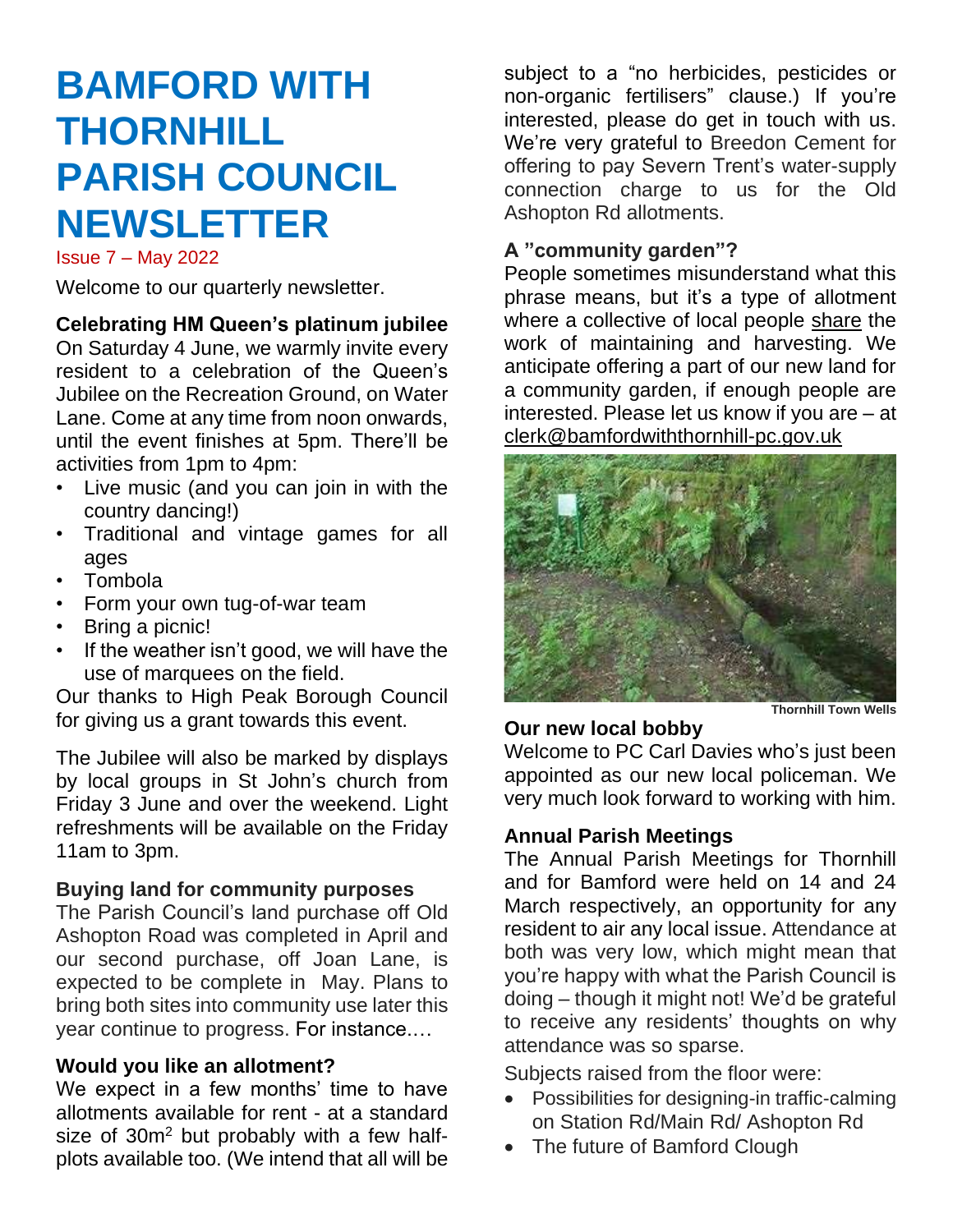# BAMFORD WITH THORNHILL PARISH COUNCIL NEWSLETTER

Issue 7 – May 2022

Welcome to our quarterly newsletter.

**Celebrating HM Queen's platinum jubilee**

On Saturday 4 June, we warmly invite every resident to a celebration of the Queen's Jubilee on the Recreation Ground, on Water Lane. Come at any time from noon onwards, until the event finishes at 5pm. There'll be activities from 1pm to 4pm:

- Live music (and you can join in with the country dancing!)
- Traditional and vintage games for all ages
- Tombola
- Form your own tug-of-war team
- Bring a picnic!
- If the weather isn't good, we will have the use of marquees on the field.

Our thanks to High Peak Borough Council for giving us a grant towards this event.

The Jubilee will also be marked by displays by local groups in St John's church from Friday 3 June and over the weekend. Light refreshments will be available on the Friday 11am to 3pm.

**Buying land for community purposes**

The Parish Council's land purchase off Old Ashopton Road was completed in April and our second purchase, off Joan Lane, is expected to be complete in May. Plans to bring both sites into community use later this year continue to progress. For instance.…

**Would you like an allotment?**

We expect in a few months' time to have allotments available for rent - at a standard size of 30m$^2$ but probably with a few half-plots available too. (We intend that all will be subject to a "no herbicides, pesticides or non-organic fertilisers" clause.) If you're interested, please do get in touch with us. We're very grateful to Breedon Cement for offering to pay Severn Trent's water-supply connection charge to us for the Old Ashopton Rd allotments.

**A "community garden"?**

People sometimes misunderstand what this phrase means, but it's a type of allotment where a collective of local people share the work of maintaining and harvesting. We anticipate offering a part of our new land for a community garden, if enough people are interested. Please let us know if you are – at clerk@bamfordwiththornhill-pc.gov.uk

Thornhill Town Wells

**Our new local bobby**

Welcome to PC Carl Davies who's just been appointed as our new local policeman. We very much look forward to working with him.

**Annual Parish Meetings**

The Annual Parish Meetings for Thornhill and for Bamford were held on 14 and 24 March respectively, an opportunity for any resident to air any local issue. Attendance at both was very low, which might mean that you're happy with what the Parish Council is doing – though it might not! We'd be grateful to receive any residents' thoughts on why attendance was so sparse.

Subjects raised from the floor were:

- Possibilities for designing-in traffic-calming on Station Rd/Main Rd/ Ashopton Rd
- The future of Bamford Clough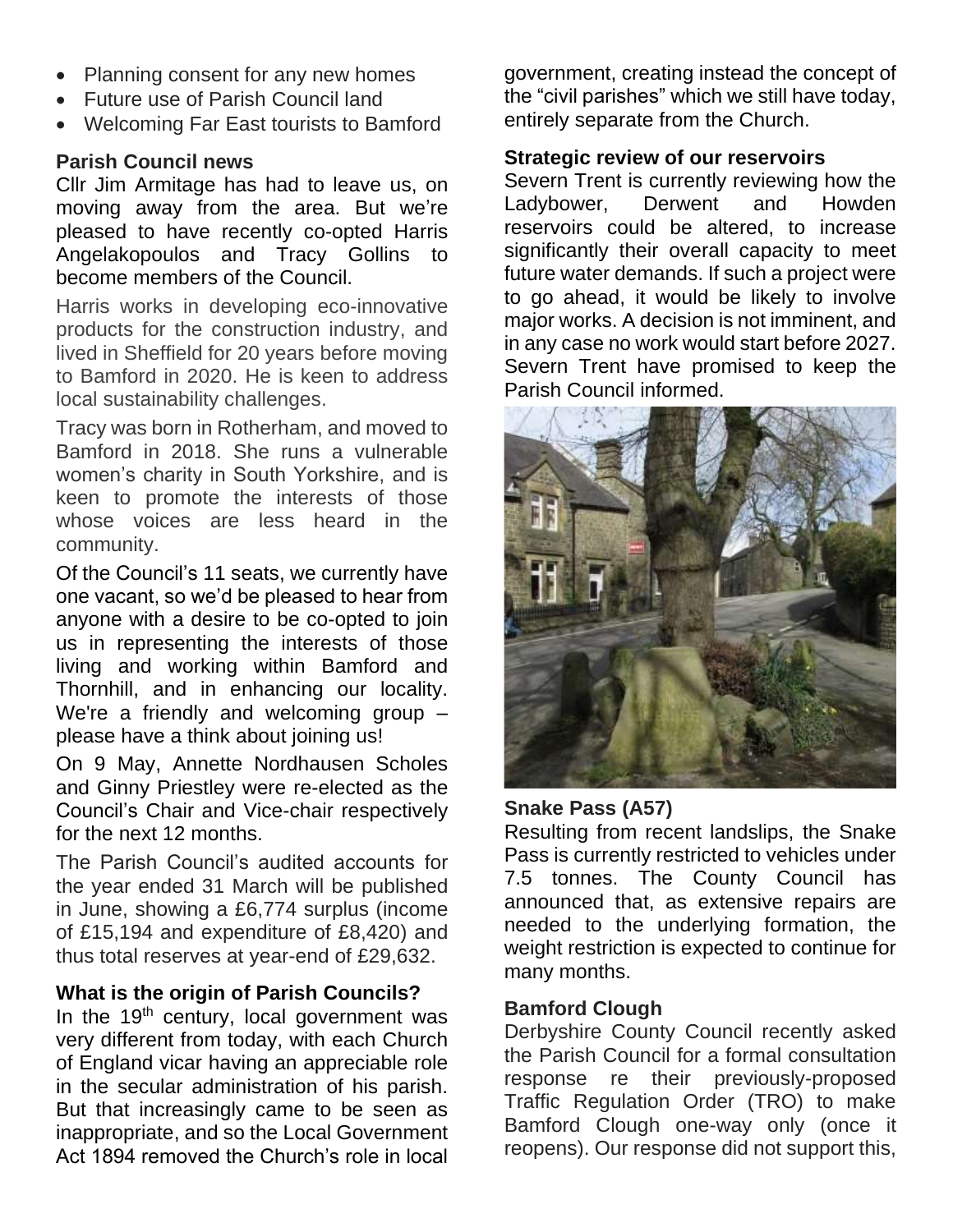- Planning consent for any new homes
- Future use of Parish Council land
- Welcoming Far East tourists to Bamford

**Parish Council news**

Cllr Jim Armitage has had to leave us, on moving away from the area. But we're pleased to have recently co-opted Harris Angelakopoulos and Tracy Gollins to become members of the Council.

Harris works in developing eco-innovative products for the construction industry, and lived in Sheffield for 20 years before moving to Bamford in 2020. He is keen to address local sustainability challenges.

Tracy was born in Rotherham, and moved to Bamford in 2018. She runs a vulnerable women's charity in South Yorkshire, and is keen to promote the interests of those whose voices are less heard in the community.

Of the Council's 11 seats, we currently have one vacant, so we'd be pleased to hear from anyone with a desire to be co-opted to join us in representing the interests of those living and working within Bamford and Thornhill, and in enhancing our locality. We're a friendly and welcoming group – please have a think about joining us!

On 9 May, Annette Nordhausen Scholes and Ginny Priestley were re-elected as the Council's Chair and Vice-chair respectively for the next 12 months.

The Parish Council's audited accounts for the year ended 31 March will be published in June, showing a £6,774 surplus (income of £15,194 and expenditure of £8,420) and thus total reserves at year-end of £29,632.

**What is the origin of Parish Councils?**

In the 19th century, local government was very different from today, with each Church of England vicar having an appreciable role in the secular administration of his parish. But that increasingly came to be seen as inappropriate, and so the Local Government Act 1894 removed the Church's role in local government, creating instead the concept of the "civil parishes" which we still have today, entirely separate from the Church.

**Strategic review of our reservoirs**

Severn Trent is currently reviewing how the Ladybower, Derwent and Howden reservoirs could be altered, to increase significantly their overall capacity to meet future water demands. If such a project were to go ahead, it would be likely to involve major works. A decision is not imminent, and in any case no work would start before 2027. Severn Trent have promised to keep the Parish Council informed.

**Snake Pass (A57)**

Resulting from recent landslips, the Snake Pass is currently restricted to vehicles under 7.5 tonnes. The County Council has announced that, as extensive repairs are needed to the underlying formation, the weight restriction is expected to continue for many months.

**Bamford Clough**

Derbyshire County Council recently asked the Parish Council for a formal consultation response re their previously-proposed Traffic Regulation Order (TRO) to make Bamford Clough one-way only (once it reopens). Our response did not support this,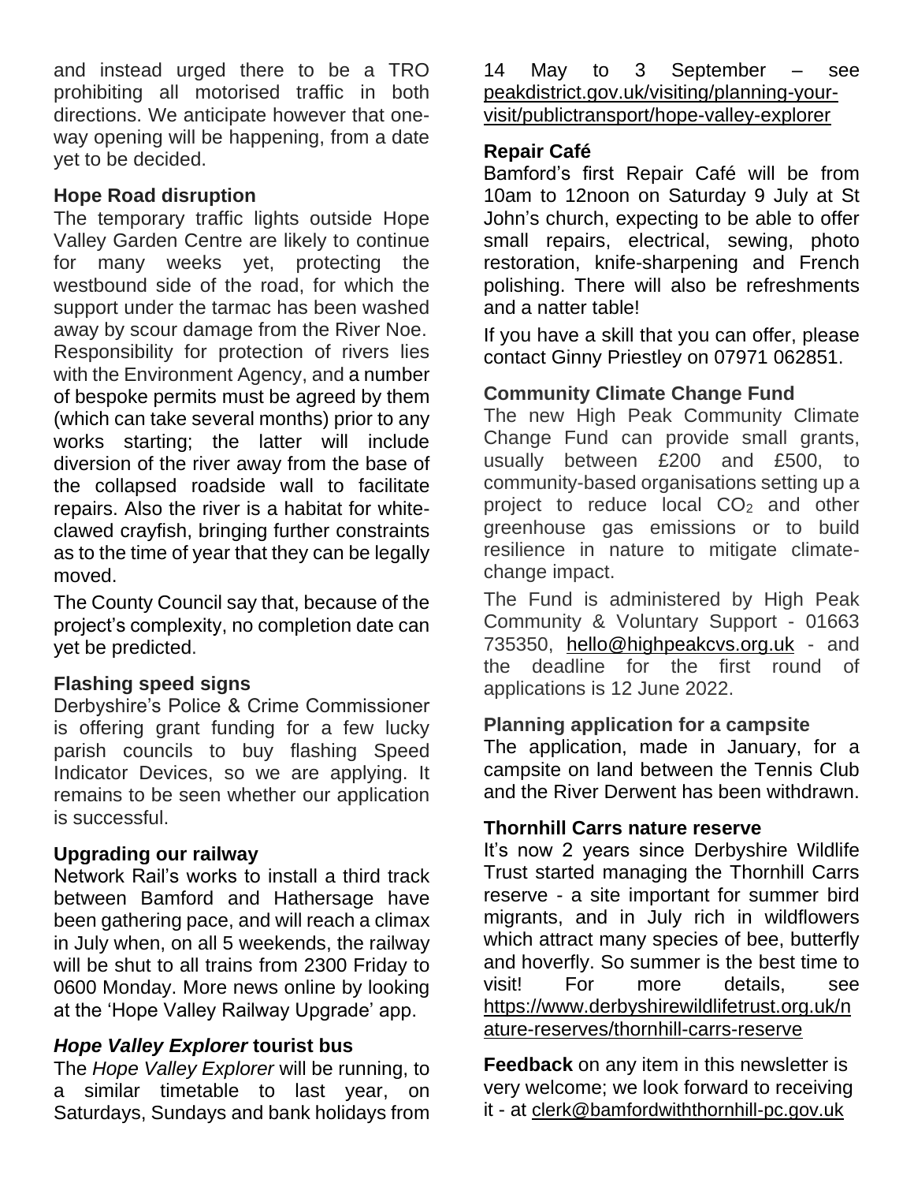and instead urged there to be a TRO prohibiting all motorised traffic in both directions. We anticipate however that one-way opening will be happening, from a date yet to be decided.

**Hope Road disruption**

The temporary traffic lights outside Hope Valley Garden Centre are likely to continue for many weeks yet, protecting the westbound side of the road, for which the support under the tarmac has been washed away by scour damage from the River Noe. Responsibility for protection of rivers lies with the Environment Agency, and a number of bespoke permits must be agreed by them (which can take several months) prior to any works starting; the latter will include diversion of the river away from the base of the collapsed roadside wall to facilitate repairs. Also the river is a habitat for white-clawed crayfish, bringing further constraints as to the time of year that they can be legally moved.

The County Council say that, because of the project's complexity, no completion date can yet be predicted.

**Flashing speed signs**

Derbyshire's Police & Crime Commissioner is offering grant funding for a few lucky parish councils to buy flashing Speed Indicator Devices, so we are applying. It remains to be seen whether our application is successful.

**Upgrading our railway**

Network Rail's works to install a third track between Bamford and Hathersage have been gathering pace, and will reach a climax in July when, on all 5 weekends, the railway will be shut to all trains from 2300 Friday to 0600 Monday. More news online by looking at the 'Hope Valley Railway Upgrade' app.

***Hope Valley Explorer* tourist bus**

The *Hope Valley Explorer* will be running, to a similar timetable to last year, on Saturdays, Sundays and bank holidays from 14 May to 3 September – see peakdistrict.gov.uk/visiting/planning-your-visit/publictransport/hope-valley-explorer

**Repair Café**

Bamford's first Repair Café will be from 10am to 12noon on Saturday 9 July at St John's church, expecting to be able to offer small repairs, electrical, sewing, photo restoration, knife-sharpening and French polishing. There will also be refreshments and a natter table!

If you have a skill that you can offer, please contact Ginny Priestley on 07971 062851.

**Community Climate Change Fund**

The new High Peak Community Climate Change Fund can provide small grants, usually between £200 and £500, to community-based organisations setting up a project to reduce local $CO_2$ and other greenhouse gas emissions or to build resilience in nature to mitigate climate-change impact.

The Fund is administered by High Peak Community & Voluntary Support - 01663 735350, hello@highpeakcvs.org.uk - and the deadline for the first round of applications is 12 June 2022.

**Planning application for a campsite**

The application, made in January, for a campsite on land between the Tennis Club and the River Derwent has been withdrawn.

**Thornhill Carrs nature reserve**

It's now 2 years since Derbyshire Wildlife Trust started managing the Thornhill Carrs reserve - a site important for summer bird migrants, and in July rich in wildflowers which attract many species of bee, butterfly and hoverfly. So summer is the best time to visit! For more details, see https://www.derbyshirewildlifetrust.org.uk/nature-reserves/thornhill-carrs-reserve

**Feedback** on any item in this newsletter is very welcome; we look forward to receiving it - at clerk@bamfordwiththornhill-pc.gov.uk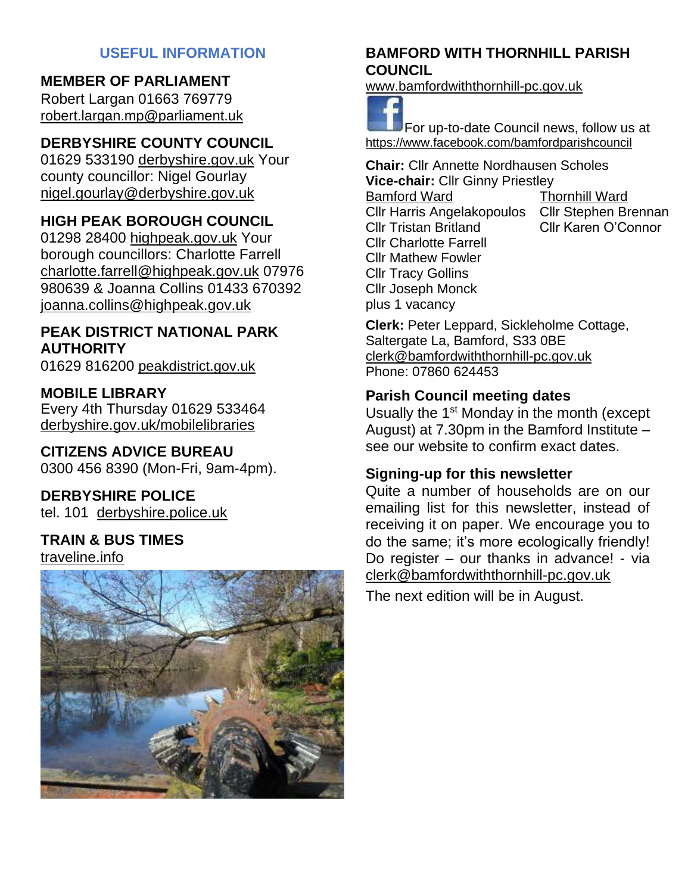## USEFUL INFORMATION

**MEMBER OF PARLIAMENT**
Robert Largan 01663 769779
robert.largan.mp@parliament.uk

**DERBYSHIRE COUNTY COUNCIL**
01629 533190 derbyshire.gov.uk Your county councillor: Nigel Gourlay
nigel.gourlay@derbyshire.gov.uk

**HIGH PEAK BOROUGH COUNCIL**
01298 28400 highpeak.gov.uk Your borough councillors: Charlotte Farrell charlotte.farrell@highpeak.gov.uk 07976 980639 & Joanna Collins 01433 670392 joanna.collins@highpeak.gov.uk

**PEAK DISTRICT NATIONAL PARK AUTHORITY**
01629 816200 peakdistrict.gov.uk

**MOBILE LIBRARY**
Every 4th Thursday 01629 533464
derbyshire.gov.uk/mobilelibraries

**CITIZENS ADVICE BUREAU**
0300 456 8390 (Mon-Fri, 9am-4pm).

**DERBYSHIRE POLICE**
tel. 101 derbyshire.police.uk

**TRAIN & BUS TIMES**
traveline.info

## BAMFORD WITH THORNHILL PARISH COUNCIL

www.bamfordwiththornhill-pc.gov.uk

For up-to-date Council news, follow us at https://www.facebook.com/bamfordparishcouncil

**Chair:** Cllr Annette Nordhausen Scholes
**Vice-chair:** Cllr Ginny Priestley

| Bamford Ward | Thornhill Ward |
| --- | --- |
| Cllr Harris Angelakopoulos | Cllr Stephen Brennan |
| Cllr Tristan Britland | Cllr Karen O'Connor |
| Cllr Charlotte Farrell | |
| Cllr Mathew Fowler | |
| Cllr Tracy Gollins | |
| Cllr Joseph Monck | |
| plus 1 vacancy | |

**Clerk:** Peter Leppard, Sickleholme Cottage, Saltergate La, Bamford, S33 0BE
clerk@bamfordwiththornhill-pc.gov.uk
Phone: 07860 624453

**Parish Council meeting dates**

Usually the 1st Monday in the month (except August) at 7.30pm in the Bamford Institute – see our website to confirm exact dates.

**Signing-up for this newsletter**

Quite a number of households are on our emailing list for this newsletter, instead of receiving it on paper. We encourage you to do the same; it's more ecologically friendly! Do register – our thanks in advance! - via clerk@bamfordwiththornhill-pc.gov.uk

The next edition will be in August.